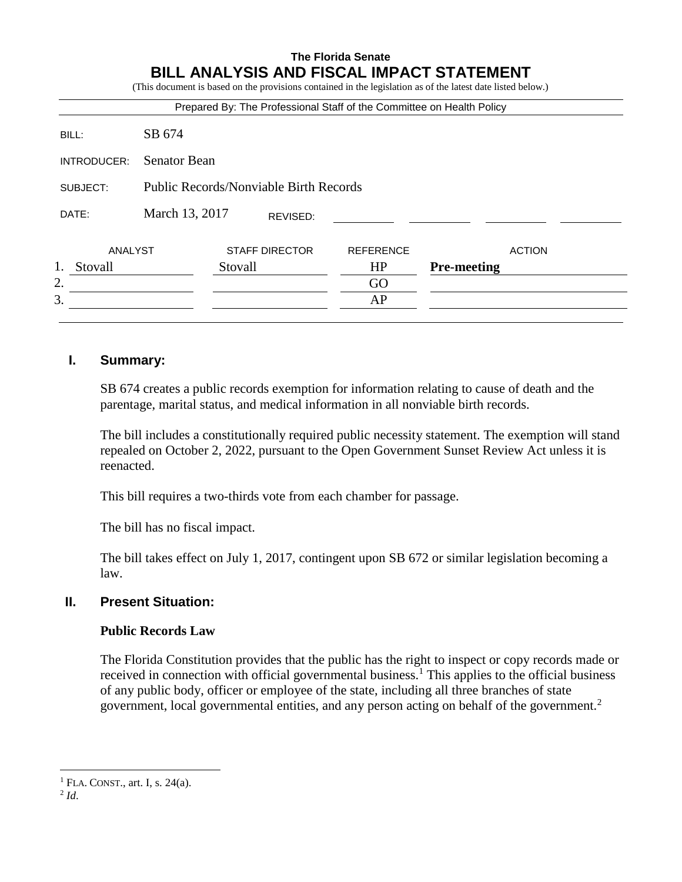**The Florida Senate**

# BILL ANALYSIS AND FISCAL IMPACT STATEMENT

(This document is based on the provisions contained in the legislation as of the latest date listed below.)

Prepared By: The Professional Staff of the Committee on Health Policy

| | |
|---|---|
| BILL: | SB 674 |
| INTRODUCER: | Senator Bean |
| SUBJECT: | Public Records/Nonviable Birth Records |
| DATE: | March 13, 2017 REVISED: |

| | ANALYST | STAFF DIRECTOR | REFERENCE | ACTION |
|---|---|---|---|---|
| 1. | Stovall | Stovall | HP | **Pre-meeting** |
| 2. | | | GO | |
| 3. | | | AP | |

## I. Summary:

SB 674 creates a public records exemption for information relating to cause of death and the parentage, marital status, and medical information in all nonviable birth records.

The bill includes a constitutionally required public necessity statement. The exemption will stand repealed on October 2, 2022, pursuant to the Open Government Sunset Review Act unless it is reenacted.

This bill requires a two-thirds vote from each chamber for passage.

The bill has no fiscal impact.

The bill takes effect on July 1, 2017, contingent upon SB 672 or similar legislation becoming a law.

## II. Present Situation:

### Public Records Law

The Florida Constitution provides that the public has the right to inspect or copy records made or received in connection with official governmental business.[1] This applies to the official business of any public body, officer or employee of the state, including all three branches of state government, local governmental entities, and any person acting on behalf of the government.[2]

---

[1] FLA. CONST., art. I, s. 24(a).

[2] *Id*.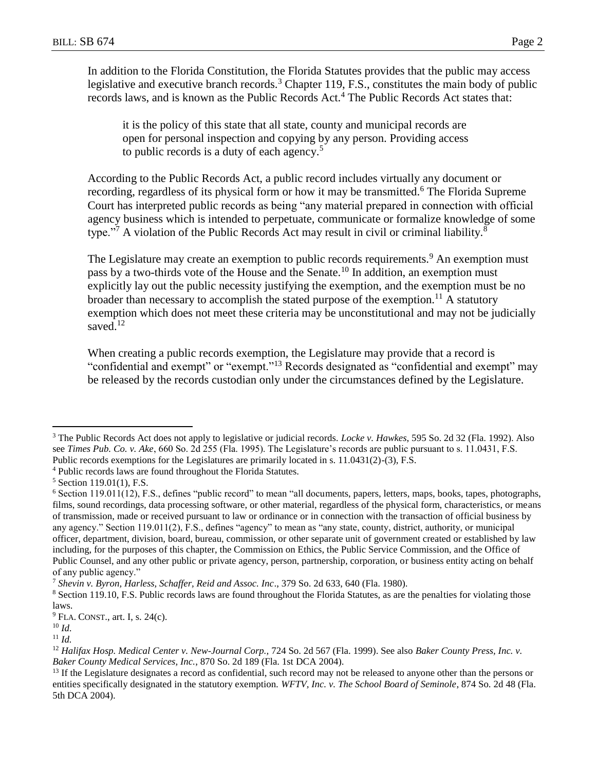In addition to the Florida Constitution, the Florida Statutes provides that the public may access legislative and executive branch records.[3] Chapter 119, F.S., constitutes the main body of public records laws, and is known as the Public Records Act.[4] The Public Records Act states that:

> it is the policy of this state that all state, county and municipal records are open for personal inspection and copying by any person. Providing access to public records is a duty of each agency.[5]

According to the Public Records Act, a public record includes virtually any document or recording, regardless of its physical form or how it may be transmitted.[6] The Florida Supreme Court has interpreted public records as being "any material prepared in connection with official agency business which is intended to perpetuate, communicate or formalize knowledge of some type."[7] A violation of the Public Records Act may result in civil or criminal liability.[8]

The Legislature may create an exemption to public records requirements.[9] An exemption must pass by a two-thirds vote of the House and the Senate.[10] In addition, an exemption must explicitly lay out the public necessity justifying the exemption, and the exemption must be no broader than necessary to accomplish the stated purpose of the exemption.[11] A statutory exemption which does not meet these criteria may be unconstitutional and may not be judicially saved.[12]

When creating a public records exemption, the Legislature may provide that a record is "confidential and exempt" or "exempt."[13] Records designated as "confidential and exempt" may be released by the records custodian only under the circumstances defined by the Legislature.

---

[3] The Public Records Act does not apply to legislative or judicial records. *Locke v. Hawkes*, 595 So. 2d 32 (Fla. 1992). Also see *Times Pub. Co. v. Ake*, 660 So. 2d 255 (Fla. 1995). The Legislature's records are public pursuant to s. 11.0431, F.S. Public records exemptions for the Legislatures are primarily located in s. 11.0431(2)-(3), F.S.

[4] Public records laws are found throughout the Florida Statutes.

[5] Section 119.01(1), F.S.

[6] Section 119.011(12), F.S., defines "public record" to mean "all documents, papers, letters, maps, books, tapes, photographs, films, sound recordings, data processing software, or other material, regardless of the physical form, characteristics, or means of transmission, made or received pursuant to law or ordinance or in connection with the transaction of official business by any agency." Section 119.011(2), F.S., defines "agency" to mean as "any state, county, district, authority, or municipal officer, department, division, board, bureau, commission, or other separate unit of government created or established by law including, for the purposes of this chapter, the Commission on Ethics, the Public Service Commission, and the Office of Public Counsel, and any other public or private agency, person, partnership, corporation, or business entity acting on behalf of any public agency."

[7] *Shevin v. Byron, Harless, Schaffer, Reid and Assoc. Inc*., 379 So. 2d 633, 640 (Fla. 1980).

[8] Section 119.10, F.S. Public records laws are found throughout the Florida Statutes, as are the penalties for violating those laws.

[9] FLA. CONST., art. I, s. 24(c).

[10] *Id*.

[11] *Id*.

[12] *Halifax Hosp. Medical Center v. New-Journal Corp.,* 724 So. 2d 567 (Fla. 1999). See also *Baker County Press, Inc. v. Baker County Medical Services, Inc.*, 870 So. 2d 189 (Fla. 1st DCA 2004).

[13] If the Legislature designates a record as confidential, such record may not be released to anyone other than the persons or entities specifically designated in the statutory exemption. *WFTV, Inc. v. The School Board of Seminole*, 874 So. 2d 48 (Fla. 5th DCA 2004).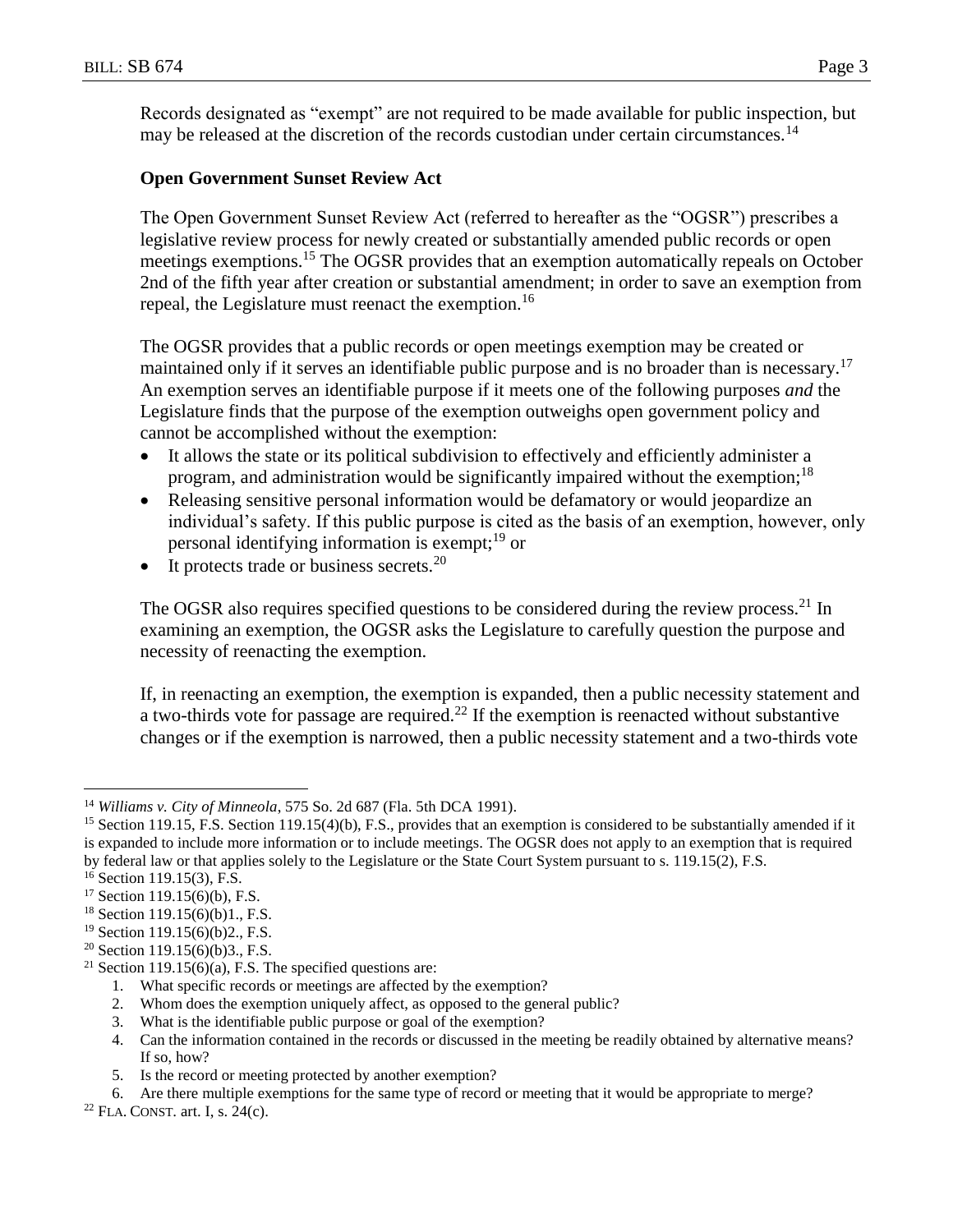Records designated as "exempt" are not required to be made available for public inspection, but may be released at the discretion of the records custodian under certain circumstances.[14]

**Open Government Sunset Review Act**

The Open Government Sunset Review Act (referred to hereafter as the "OGSR") prescribes a legislative review process for newly created or substantially amended public records or open meetings exemptions.[15] The OGSR provides that an exemption automatically repeals on October 2nd of the fifth year after creation or substantial amendment; in order to save an exemption from repeal, the Legislature must reenact the exemption.[16]

The OGSR provides that a public records or open meetings exemption may be created or maintained only if it serves an identifiable public purpose and is no broader than is necessary.[17] An exemption serves an identifiable purpose if it meets one of the following purposes *and* the Legislature finds that the purpose of the exemption outweighs open government policy and cannot be accomplished without the exemption:

- It allows the state or its political subdivision to effectively and efficiently administer a program, and administration would be significantly impaired without the exemption;[18]
- Releasing sensitive personal information would be defamatory or would jeopardize an individual's safety. If this public purpose is cited as the basis of an exemption, however, only personal identifying information is exempt;[19] or
- It protects trade or business secrets.[20]

The OGSR also requires specified questions to be considered during the review process.[21] In examining an exemption, the OGSR asks the Legislature to carefully question the purpose and necessity of reenacting the exemption.

If, in reenacting an exemption, the exemption is expanded, then a public necessity statement and a two-thirds vote for passage are required.[22] If the exemption is reenacted without substantive changes or if the exemption is narrowed, then a public necessity statement and a two-thirds vote

---

[14] *Williams v. City of Minneola*, 575 So. 2d 687 (Fla. 5th DCA 1991).

[15] Section 119.15, F.S. Section 119.15(4)(b), F.S., provides that an exemption is considered to be substantially amended if it is expanded to include more information or to include meetings. The OGSR does not apply to an exemption that is required by federal law or that applies solely to the Legislature or the State Court System pursuant to s. 119.15(2), F.S.

[16] Section 119.15(3), F.S.

[17] Section 119.15(6)(b), F.S.

[18] Section 119.15(6)(b)1., F.S.

[19] Section 119.15(6)(b)2., F.S.

[20] Section 119.15(6)(b)3., F.S.

[21] Section 119.15(6)(a), F.S. The specified questions are:

1. What specific records or meetings are affected by the exemption?
2. Whom does the exemption uniquely affect, as opposed to the general public?
3. What is the identifiable public purpose or goal of the exemption?
4. Can the information contained in the records or discussed in the meeting be readily obtained by alternative means? If so, how?
5. Is the record or meeting protected by another exemption?
6. Are there multiple exemptions for the same type of record or meeting that it would be appropriate to merge?

[22] FLA. CONST. art. I, s. 24(c).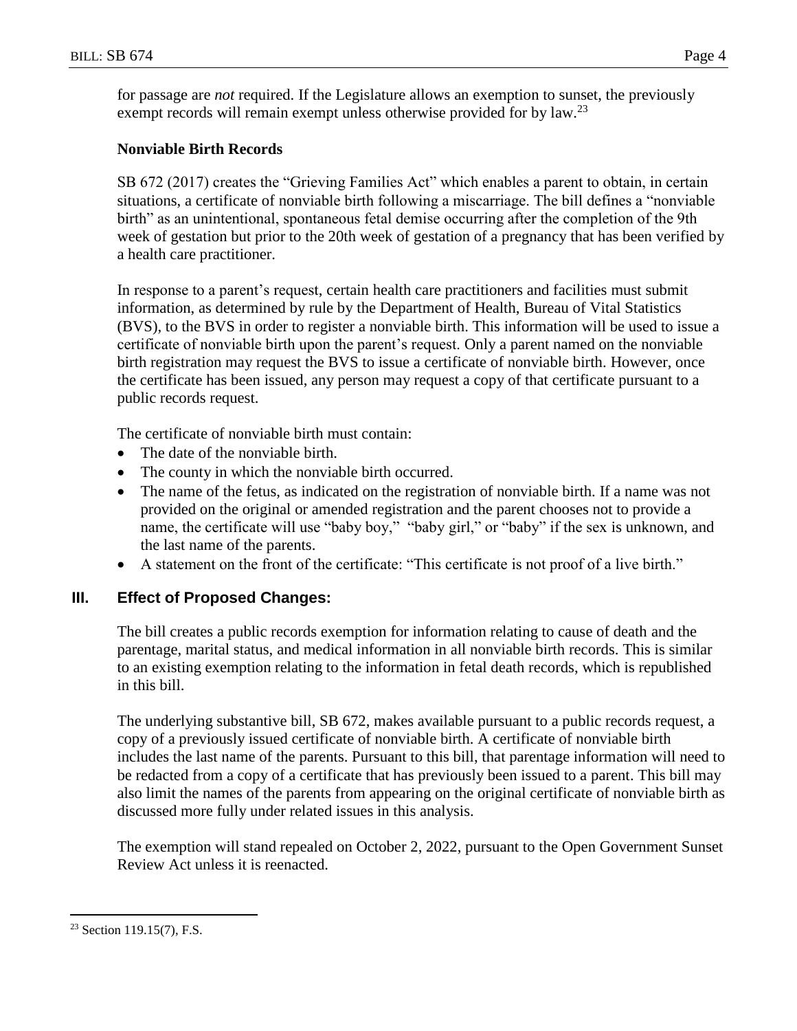for passage are *not* required. If the Legislature allows an exemption to sunset, the previously exempt records will remain exempt unless otherwise provided for by law.[23]

**Nonviable Birth Records**

SB 672 (2017) creates the "Grieving Families Act" which enables a parent to obtain, in certain situations, a certificate of nonviable birth following a miscarriage. The bill defines a "nonviable birth" as an unintentional, spontaneous fetal demise occurring after the completion of the 9th week of gestation but prior to the 20th week of gestation of a pregnancy that has been verified by a health care practitioner.

In response to a parent's request, certain health care practitioners and facilities must submit information, as determined by rule by the Department of Health, Bureau of Vital Statistics (BVS), to the BVS in order to register a nonviable birth. This information will be used to issue a certificate of nonviable birth upon the parent's request. Only a parent named on the nonviable birth registration may request the BVS to issue a certificate of nonviable birth. However, once the certificate has been issued, any person may request a copy of that certificate pursuant to a public records request.

The certificate of nonviable birth must contain:

- The date of the nonviable birth.
- The county in which the nonviable birth occurred.
- The name of the fetus, as indicated on the registration of nonviable birth. If a name was not provided on the original or amended registration and the parent chooses not to provide a name, the certificate will use "baby boy," "baby girl," or "baby" if the sex is unknown, and the last name of the parents.
- A statement on the front of the certificate: "This certificate is not proof of a live birth."

## III. Effect of Proposed Changes:

The bill creates a public records exemption for information relating to cause of death and the parentage, marital status, and medical information in all nonviable birth records. This is similar to an existing exemption relating to the information in fetal death records, which is republished in this bill.

The underlying substantive bill, SB 672, makes available pursuant to a public records request, a copy of a previously issued certificate of nonviable birth. A certificate of nonviable birth includes the last name of the parents. Pursuant to this bill, that parentage information will need to be redacted from a copy of a certificate that has previously been issued to a parent. This bill may also limit the names of the parents from appearing on the original certificate of nonviable birth as discussed more fully under related issues in this analysis.

The exemption will stand repealed on October 2, 2022, pursuant to the Open Government Sunset Review Act unless it is reenacted.

[23] Section 119.15(7), F.S.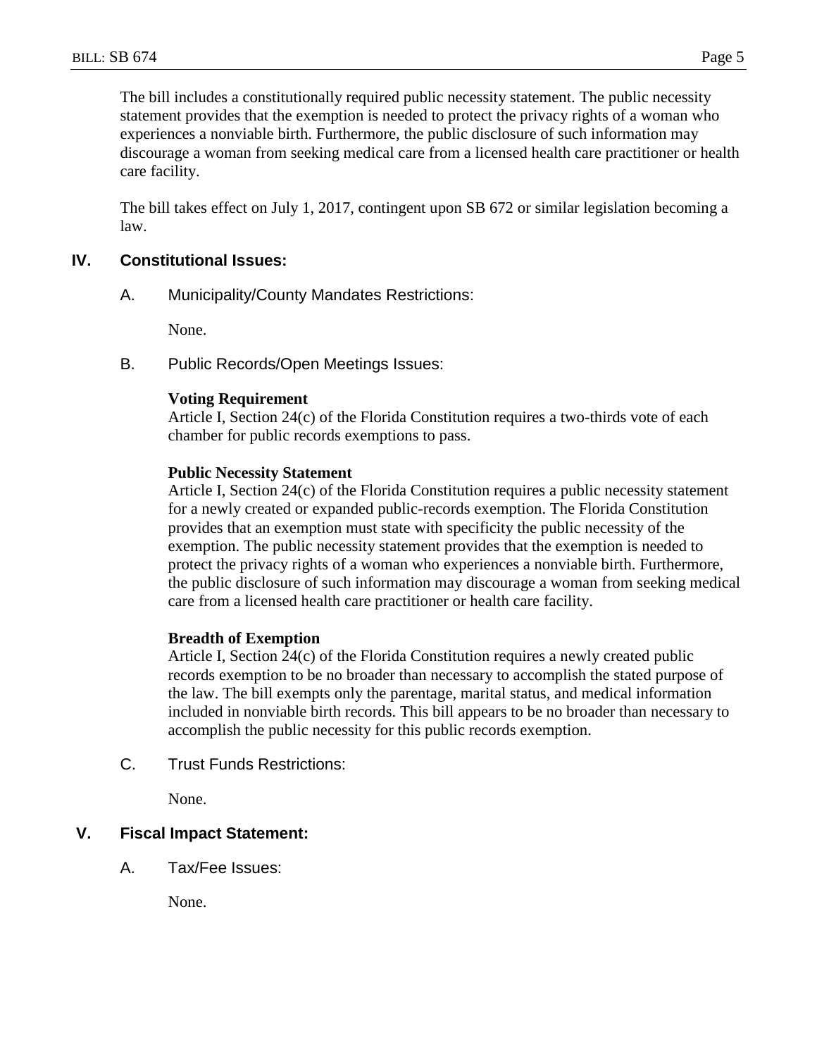The bill includes a constitutionally required public necessity statement. The public necessity statement provides that the exemption is needed to protect the privacy rights of a woman who experiences a nonviable birth. Furthermore, the public disclosure of such information may discourage a woman from seeking medical care from a licensed health care practitioner or health care facility.

The bill takes effect on July 1, 2017, contingent upon SB 672 or similar legislation becoming a law.

## IV. Constitutional Issues:

### A. Municipality/County Mandates Restrictions:

None.

### B. Public Records/Open Meetings Issues:

**Voting Requirement**

Article I, Section 24(c) of the Florida Constitution requires a two-thirds vote of each chamber for public records exemptions to pass.

**Public Necessity Statement**

Article I, Section 24(c) of the Florida Constitution requires a public necessity statement for a newly created or expanded public-records exemption. The Florida Constitution provides that an exemption must state with specificity the public necessity of the exemption. The public necessity statement provides that the exemption is needed to protect the privacy rights of a woman who experiences a nonviable birth. Furthermore, the public disclosure of such information may discourage a woman from seeking medical care from a licensed health care practitioner or health care facility.

**Breadth of Exemption**

Article I, Section 24(c) of the Florida Constitution requires a newly created public records exemption to be no broader than necessary to accomplish the stated purpose of the law. The bill exempts only the parentage, marital status, and medical information included in nonviable birth records. This bill appears to be no broader than necessary to accomplish the public necessity for this public records exemption.

### C. Trust Funds Restrictions:

None.

## V. Fiscal Impact Statement:

### A. Tax/Fee Issues:

None.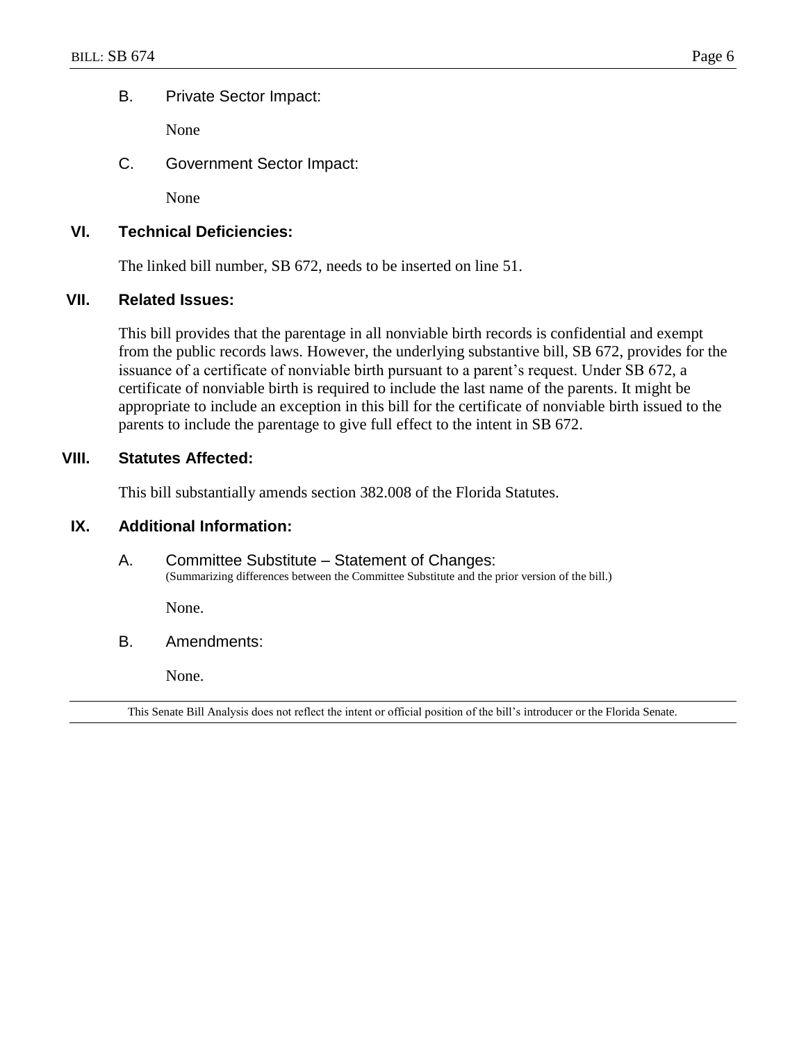B. Private Sector Impact:

None

C. Government Sector Impact:

None

## VI. Technical Deficiencies:

The linked bill number, SB 672, needs to be inserted on line 51.

## VII. Related Issues:

This bill provides that the parentage in all nonviable birth records is confidential and exempt from the public records laws. However, the underlying substantive bill, SB 672, provides for the issuance of a certificate of nonviable birth pursuant to a parent's request. Under SB 672, a certificate of nonviable birth is required to include the last name of the parents. It might be appropriate to include an exception in this bill for the certificate of nonviable birth issued to the parents to include the parentage to give full effect to the intent in SB 672.

## VIII. Statutes Affected:

This bill substantially amends section 382.008 of the Florida Statutes.

## IX. Additional Information:

A. Committee Substitute – Statement of Changes:
(Summarizing differences between the Committee Substitute and the prior version of the bill.)

None.

B. Amendments:

None.

This Senate Bill Analysis does not reflect the intent or official position of the bill's introducer or the Florida Senate.